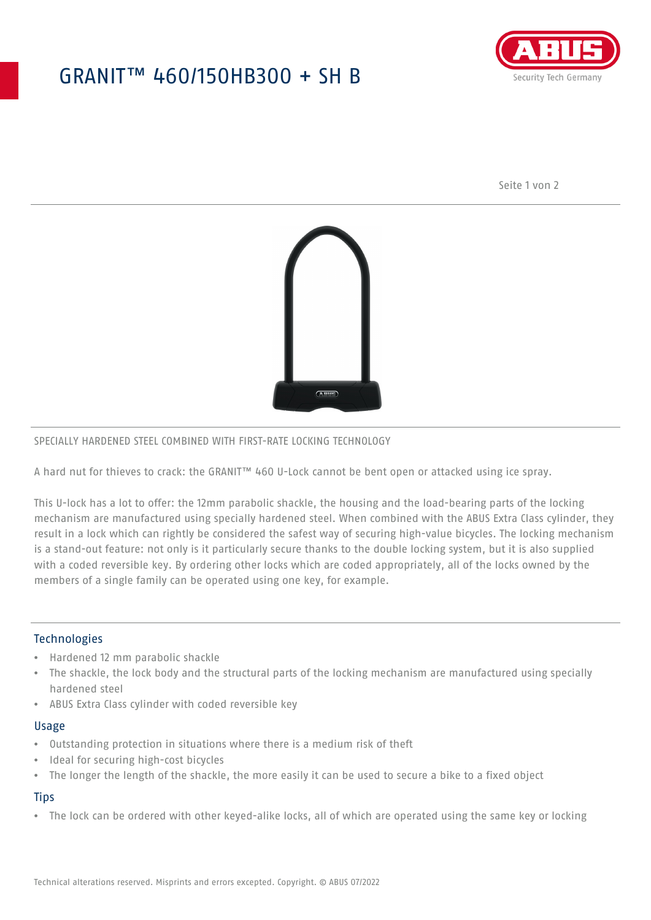# GRANIT™ 460/150HB300 + SH B

SPECIALLY HARDENED STEEL COMBINED WITH FIRST-RATE LOCKING TECHNOLOGY

A hard nut for thieves to crack: the GRANIT™ 460 U-Lock cannot be bent open or attacked using ice spray.

This U-lock has a lot to offer: the 12mm parabolic shackle, the housing and the load-bearing parts of the locking mechanism are manufactured using specially hardened steel. When combined with the ABUS Extra Class cylinder, they result in a lock which can rightly be considered the safest way of securing high-value bicycles. The locking mechanism is a stand-out feature: not only is it particularly secure thanks to the double locking system, but it is also supplied with a coded reversible key. By ordering other locks which are coded appropriately, all of the locks owned by the members of a single family can be operated using one key, for example.

## Technologies

- Hardened 12 mm parabolic shackle
- The shackle, the lock body and the structural parts of the locking mechanism are manufactured using specially hardened steel
- ABUS Extra Class cylinder with coded reversible key

## Usage

- Outstanding protection in situations where there is a medium risk of theft
- Ideal for securing high-cost bicycles
- The longer the length of the shackle, the more easily it can be used to secure a bike to a fixed object

## Tips

- The lock can be ordered with other keyed-alike locks, all of which are operated using the same key or locking

Technical alterations reserved. Misprints and errors excepted. Copyright. © ABUS 07/2022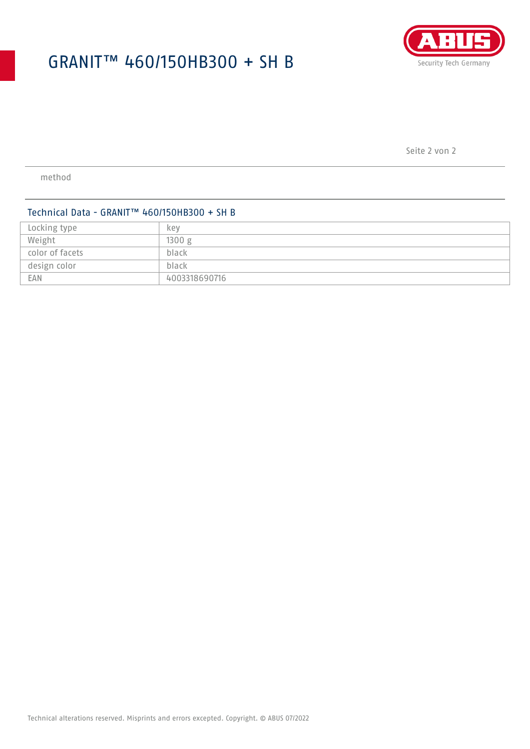method

## Technical Data - GRANIT™ 460/150HB300 + SH B

| | |
|---|---|
| Locking type | key |
| Weight | 1300 g |
| color of facets | black |
| design color | black |
| EAN | 4003318690716 |

Technical alterations reserved. Misprints and errors excepted. Copyright. © ABUS 07/2022